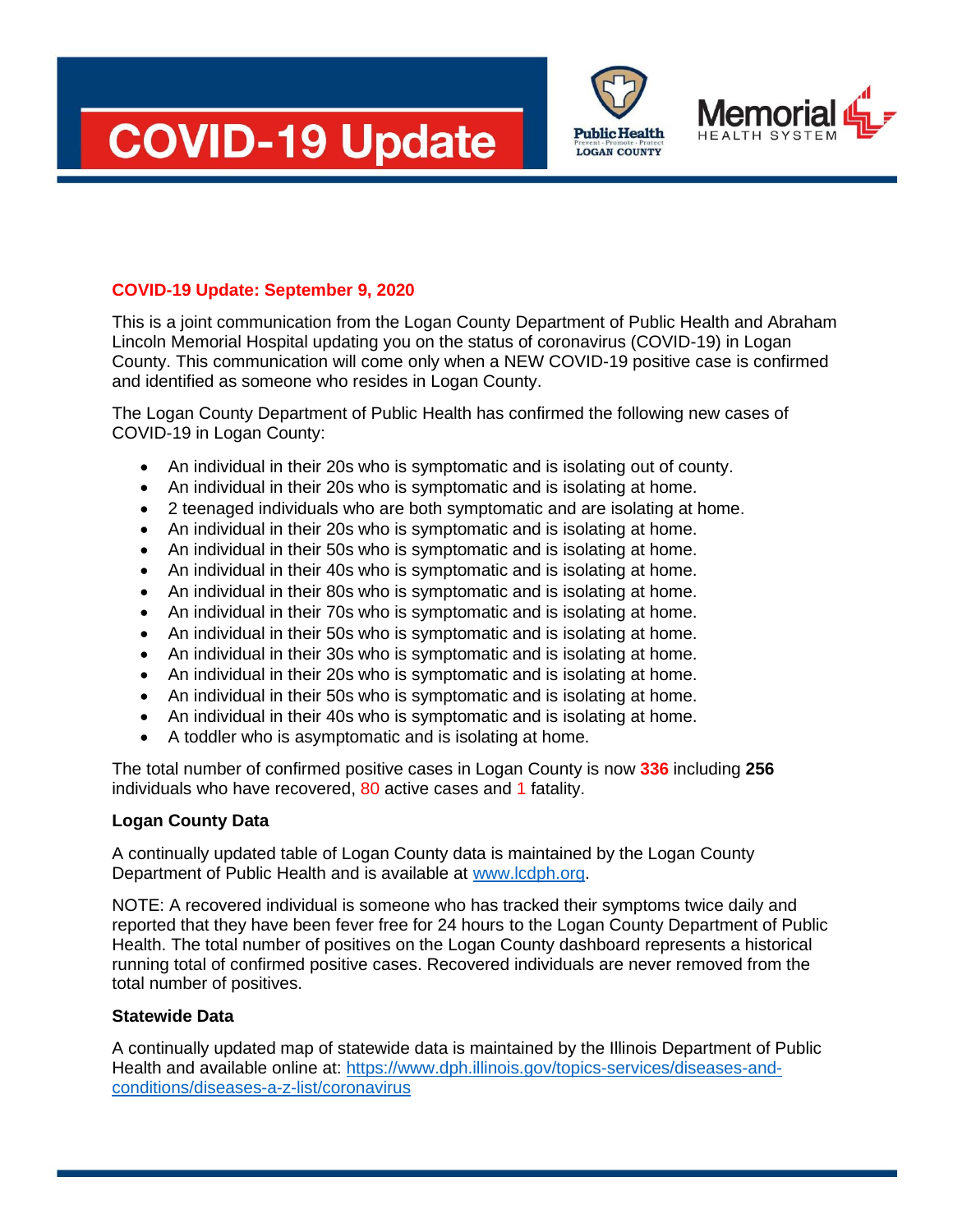# COVID-19 Update

Public Health LOGAN COUNTY  
Memorial HEALTH SYSTEM

**COVID-19 Update: September 9, 2020**

This is a joint communication from the Logan County Department of Public Health and Abraham Lincoln Memorial Hospital updating you on the status of coronavirus (COVID-19) in Logan County. This communication will come only when a NEW COVID-19 positive case is confirmed and identified as someone who resides in Logan County.

The Logan County Department of Public Health has confirmed the following new cases of COVID-19 in Logan County:

- An individual in their 20s who is symptomatic and is isolating out of county.
- An individual in their 20s who is symptomatic and is isolating at home.
- 2 teenaged individuals who are both symptomatic and are isolating at home.
- An individual in their 20s who is symptomatic and is isolating at home.
- An individual in their 50s who is symptomatic and is isolating at home.
- An individual in their 40s who is symptomatic and is isolating at home.
- An individual in their 80s who is symptomatic and is isolating at home.
- An individual in their 70s who is symptomatic and is isolating at home.
- An individual in their 50s who is symptomatic and is isolating at home.
- An individual in their 30s who is symptomatic and is isolating at home.
- An individual in their 20s who is symptomatic and is isolating at home.
- An individual in their 50s who is symptomatic and is isolating at home.
- An individual in their 40s who is symptomatic and is isolating at home.
- A toddler who is asymptomatic and is isolating at home.

The total number of confirmed positive cases in Logan County is now **336** including **256** individuals who have recovered, 80 active cases and 1 fatality.

**Logan County Data**

A continually updated table of Logan County data is maintained by the Logan County Department of Public Health and is available at www.lcdph.org.

NOTE: A recovered individual is someone who has tracked their symptoms twice daily and reported that they have been fever free for 24 hours to the Logan County Department of Public Health. The total number of positives on the Logan County dashboard represents a historical running total of confirmed positive cases. Recovered individuals are never removed from the total number of positives.

**Statewide Data**

A continually updated map of statewide data is maintained by the Illinois Department of Public Health and available online at: https://www.dph.illinois.gov/topics-services/diseases-and-conditions/diseases-a-z-list/coronavirus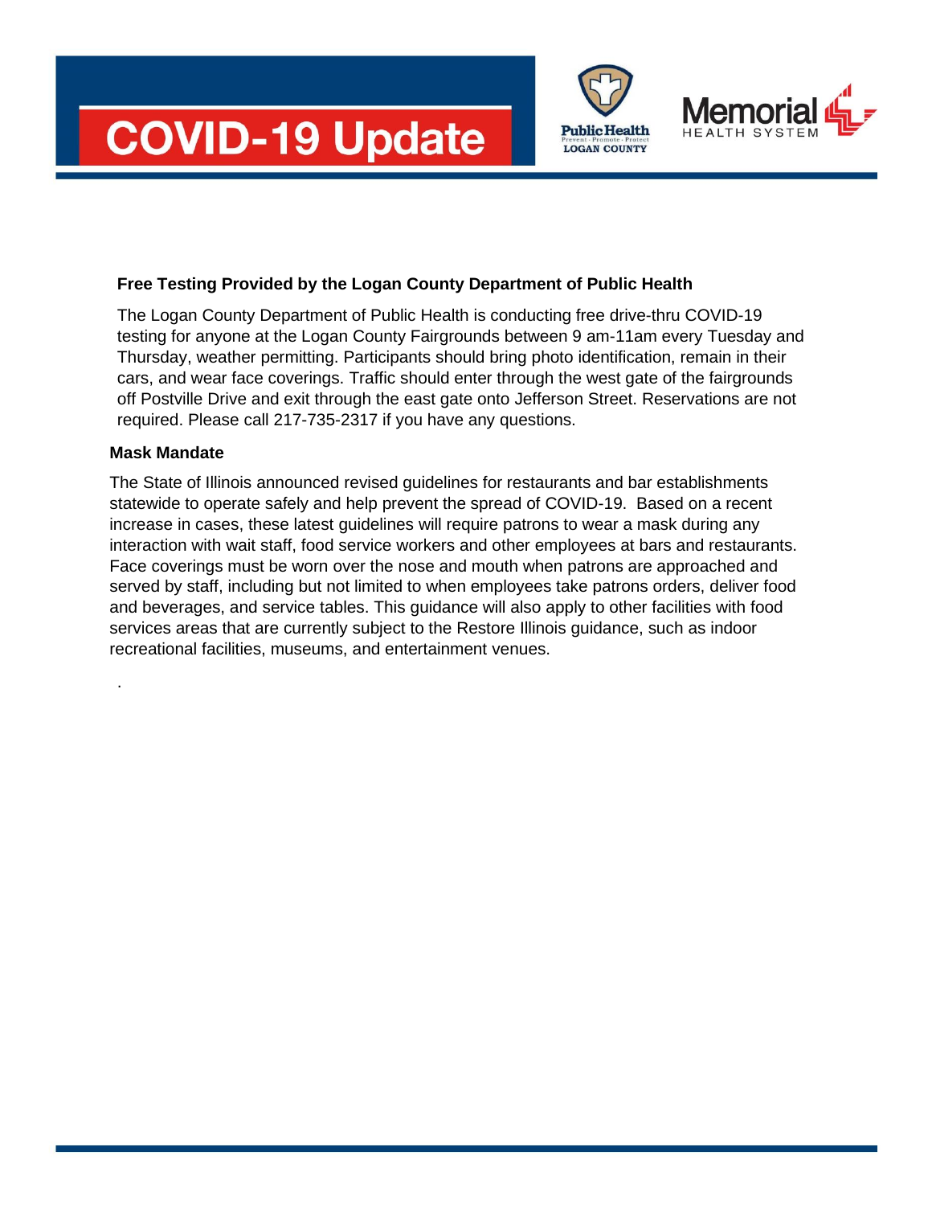# COVID-19 Update

**Free Testing Provided by the Logan County Department of Public Health**

The Logan County Department of Public Health is conducting free drive-thru COVID-19 testing for anyone at the Logan County Fairgrounds between 9 am-11am every Tuesday and Thursday, weather permitting. Participants should bring photo identification, remain in their cars, and wear face coverings. Traffic should enter through the west gate of the fairgrounds off Postville Drive and exit through the east gate onto Jefferson Street. Reservations are not required. Please call 217-735-2317 if you have any questions.

**Mask Mandate**

The State of Illinois announced revised guidelines for restaurants and bar establishments statewide to operate safely and help prevent the spread of COVID-19. Based on a recent increase in cases, these latest guidelines will require patrons to wear a mask during any interaction with wait staff, food service workers and other employees at bars and restaurants. Face coverings must be worn over the nose and mouth when patrons are approached and served by staff, including but not limited to when employees take patrons orders, deliver food and beverages, and service tables. This guidance will also apply to other facilities with food services areas that are currently subject to the Restore Illinois guidance, such as indoor recreational facilities, museums, and entertainment venues.

.